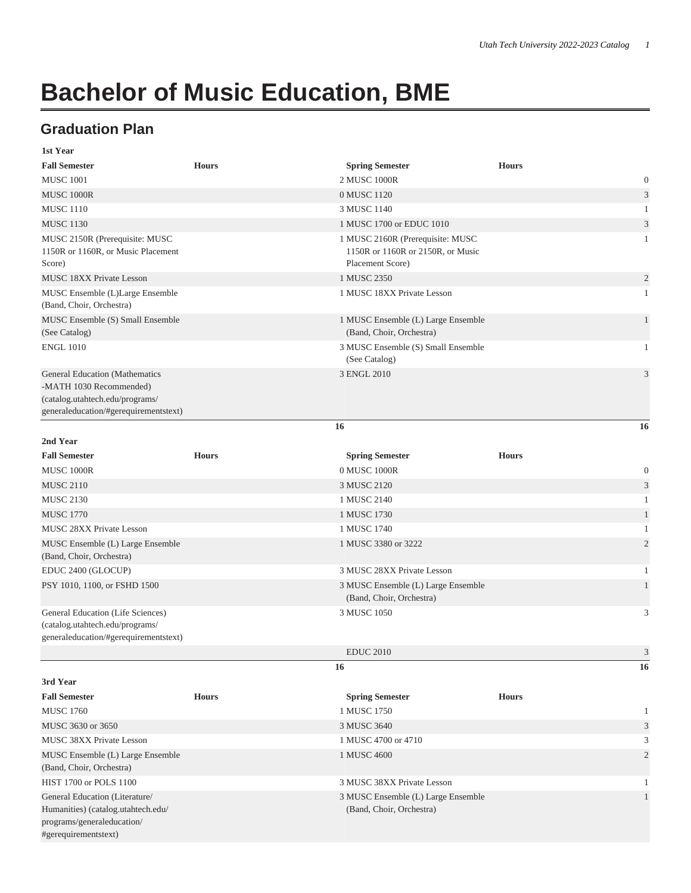# Bachelor of Music Education, BME

## Graduation Plan

**1st Year**

| Fall Semester | Hours | Spring Semester | Hours |
| --- | --- | --- | --- |
| MUSC 1001 | 2 | MUSC 1000R | 0 |
| MUSC 1000R | 0 | MUSC 1120 | 3 |
| MUSC 1110 | 3 | MUSC 1140 | 1 |
| MUSC 1130 | 1 | MUSC 1700 or EDUC 1010 | 3 |
| MUSC 2150R (Prerequisite: MUSC 1150R or 1160R, or Music Placement Score) | 1 | MUSC 2160R (Prerequisite: MUSC 1150R or 1160R or 2150R, or Music Placement Score) | 1 |
| MUSC 18XX Private Lesson | 1 | MUSC 2350 | 2 |
| MUSC Ensemble (L)Large Ensemble (Band, Choir, Orchestra) | 1 | MUSC 18XX Private Lesson | 1 |
| MUSC Ensemble (S) Small Ensemble (See Catalog) | 1 | MUSC Ensemble (L) Large Ensemble (Band, Choir, Orchestra) | 1 |
| ENGL 1010 | 3 | MUSC Ensemble (S) Small Ensemble (See Catalog) | 1 |
| General Education (Mathematics -MATH 1030 Recommended) (catalog.utahtech.edu/programs/generaleducation/#gerequirementstext) | 3 | ENGL 2010 | 3 |
| | **16** | | **16** |

**2nd Year**

| Fall Semester | Hours | Spring Semester | Hours |
| --- | --- | --- | --- |
| MUSC 1000R | 0 | MUSC 1000R | 0 |
| MUSC 2110 | 3 | MUSC 2120 | 3 |
| MUSC 2130 | 1 | MUSC 2140 | 1 |
| MUSC 1770 | 1 | MUSC 1730 | 1 |
| MUSC 28XX Private Lesson | 1 | MUSC 1740 | 1 |
| MUSC Ensemble (L) Large Ensemble (Band, Choir, Orchestra) | 1 | MUSC 3380 or 3222 | 2 |
| EDUC 2400 (GLOCUP) | 3 | MUSC 28XX Private Lesson | 1 |
| PSY 1010, 1100, or FSHD 1500 | 3 | MUSC Ensemble (L) Large Ensemble (Band, Choir, Orchestra) | 1 |
| General Education (Life Sciences) (catalog.utahtech.edu/programs/generaleducation/#gerequirementstext) | 3 | MUSC 1050 | 3 |
| | | EDUC 2010 | 3 |
| | **16** | | **16** |

**3rd Year**

| Fall Semester | Hours | Spring Semester | Hours |
| --- | --- | --- | --- |
| MUSC 1760 | 1 | MUSC 1750 | 1 |
| MUSC 3630 or 3650 | 3 | MUSC 3640 | 3 |
| MUSC 38XX Private Lesson | 1 | MUSC 4700 or 4710 | 3 |
| MUSC Ensemble (L) Large Ensemble (Band, Choir, Orchestra) | 1 | MUSC 4600 | 2 |
| HIST 1700 or POLS 1100 | 3 | MUSC 38XX Private Lesson | 1 |
| General Education (Literature/Humanities) (catalog.utahtech.edu/programs/generaleducation/#gerequirementstext) | 3 | MUSC Ensemble (L) Large Ensemble (Band, Choir, Orchestra) | 1 |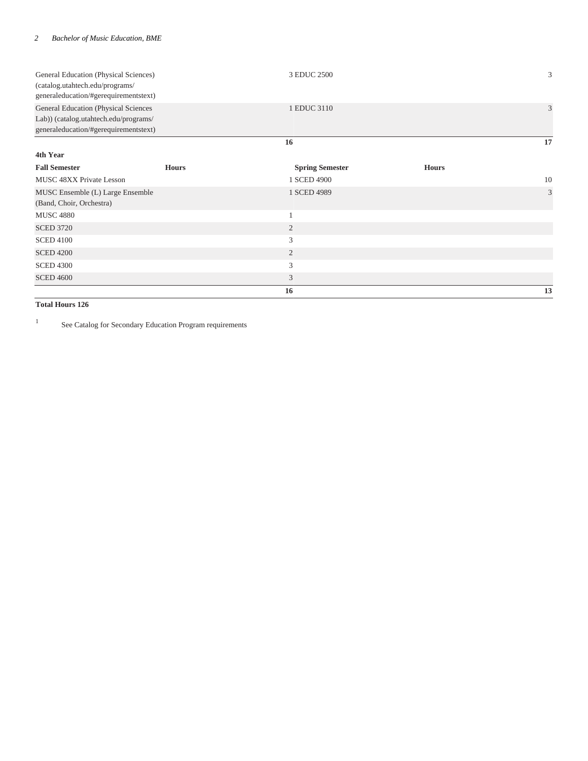| | | | |
|---|---|---|---|
| General Education (Physical Sciences) (catalog.utahtech.edu/programs/generaleducation/#gerequirementstext) | 3 | EDUC 2500 | 3 |
| General Education (Physical Sciences Lab)) (catalog.utahtech.edu/programs/generaleducation/#gerequirementstext) | 1 | EDUC 3110 | 3 |
| | **16** | | **17** |

**4th Year**

| Fall Semester | Hours | Spring Semester | Hours |
|---|---|---|---|
| MUSC 48XX Private Lesson | 1 | SCED 4900 | 10 |
| MUSC Ensemble (L) Large Ensemble (Band, Choir, Orchestra) | 1 | SCED 4989 | 3 |
| MUSC 4880 | 1 | | |
| SCED 3720 | 2 | | |
| SCED 4100 | 3 | | |
| SCED 4200 | 2 | | |
| SCED 4300 | 3 | | |
| SCED 4600 | 3 | | |
| | **16** | | **13** |

**Total Hours 126**

[1] See Catalog for Secondary Education Program requirements